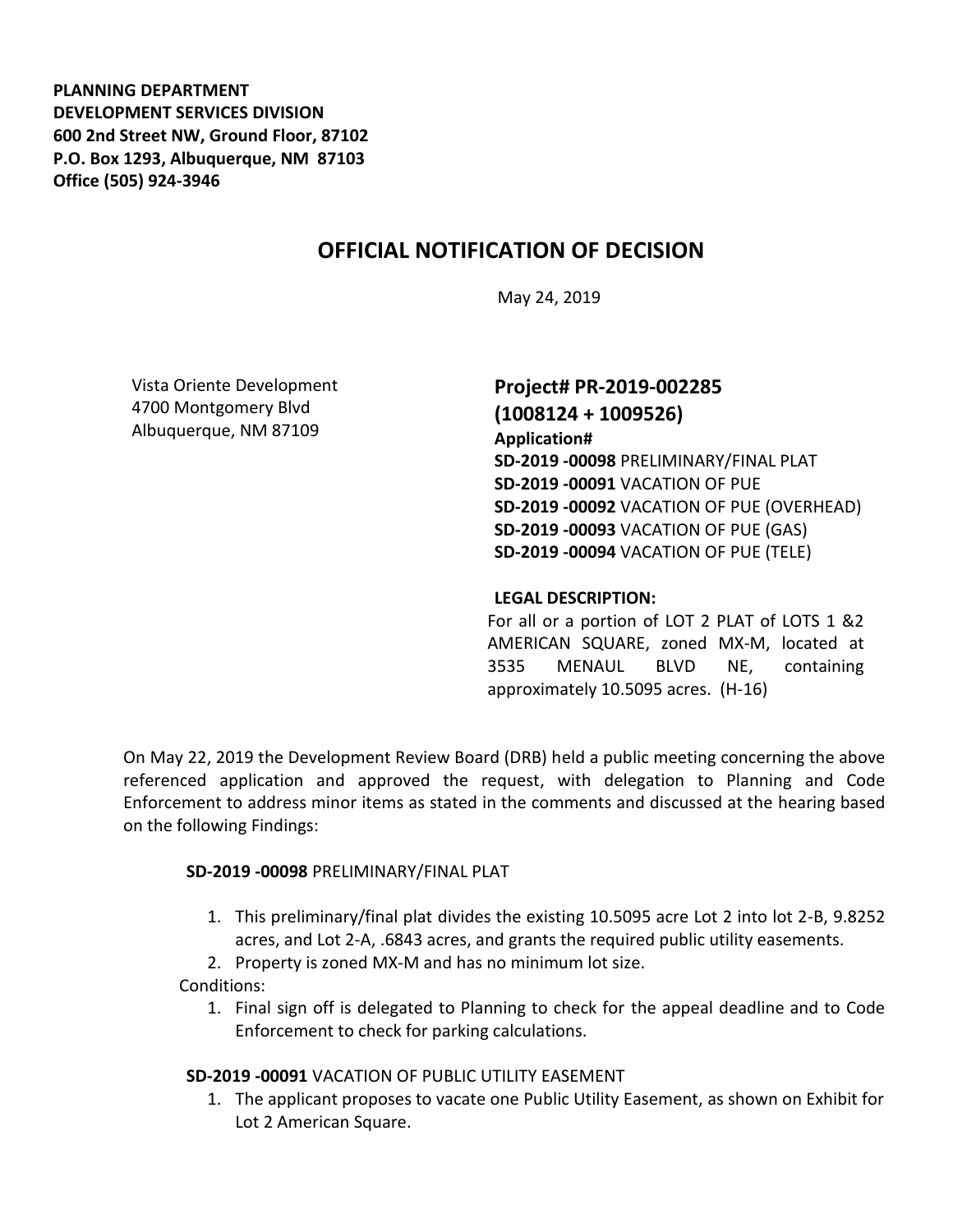**PLANNING DEPARTMENT**
**DEVELOPMENT SERVICES DIVISION**
**600 2nd Street NW, Ground Floor, 87102**
**P.O. Box 1293, Albuquerque, NM 87103**
**Office (505) 924-3946**

# OFFICIAL NOTIFICATION OF DECISION

May 24, 2019

Vista Oriente Development
4700 Montgomery Blvd
Albuquerque, NM 87109

## Project# PR-2019-002285 (1008124 + 1009526)

**Application#**
**SD-2019 -00098** PRELIMINARY/FINAL PLAT
**SD-2019 -00091** VACATION OF PUE
**SD-2019 -00092** VACATION OF PUE (OVERHEAD)
**SD-2019 -00093** VACATION OF PUE (GAS)
**SD-2019 -00094** VACATION OF PUE (TELE)

**LEGAL DESCRIPTION:**
For all or a portion of LOT 2 PLAT of LOTS 1 &2 AMERICAN SQUARE, zoned MX-M, located at 3535 MENAUL BLVD NE, containing approximately 10.5095 acres. (H-16)

On May 22, 2019 the Development Review Board (DRB) held a public meeting concerning the above referenced application and approved the request, with delegation to Planning and Code Enforcement to address minor items as stated in the comments and discussed at the hearing based on the following Findings:

**SD-2019 -00098** PRELIMINARY/FINAL PLAT

1. This preliminary/final plat divides the existing 10.5095 acre Lot 2 into lot 2-B, 9.8252 acres, and Lot 2-A, .6843 acres, and grants the required public utility easements.
2. Property is zoned MX-M and has no minimum lot size.

Conditions:

1. Final sign off is delegated to Planning to check for the appeal deadline and to Code Enforcement to check for parking calculations.

**SD-2019 -00091** VACATION OF PUBLIC UTILITY EASEMENT

1. The applicant proposes to vacate one Public Utility Easement, as shown on Exhibit for Lot 2 American Square.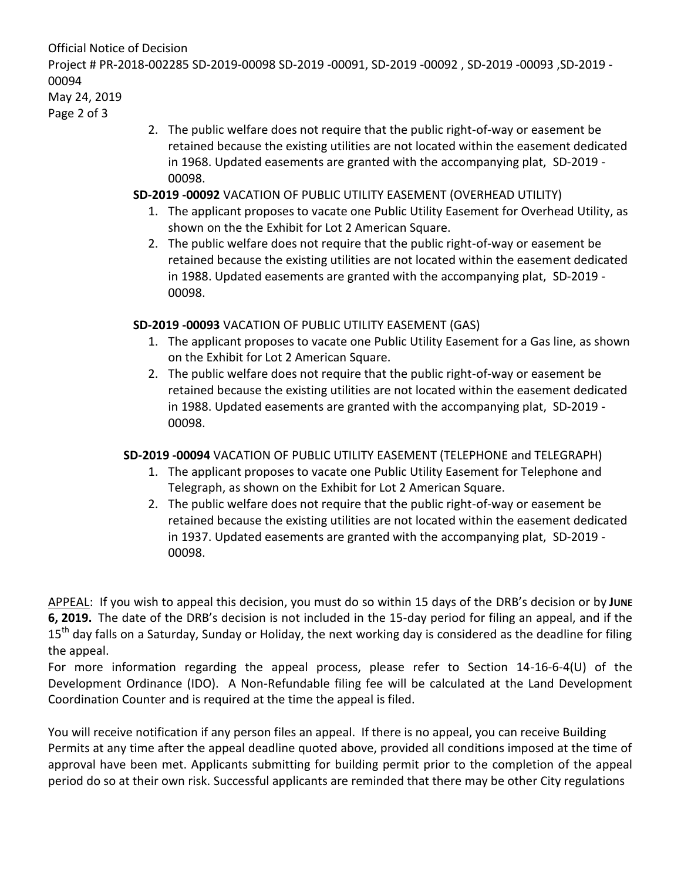2. The public welfare does not require that the public right-of-way or easement be retained because the existing utilities are not located within the easement dedicated in 1968. Updated easements are granted with the accompanying plat, SD-2019 -00098.

**SD-2019 -00092** VACATION OF PUBLIC UTILITY EASEMENT (OVERHEAD UTILITY)

1. The applicant proposes to vacate one Public Utility Easement for Overhead Utility, as shown on the the Exhibit for Lot 2 American Square.
2. The public welfare does not require that the public right-of-way or easement be retained because the existing utilities are not located within the easement dedicated in 1988. Updated easements are granted with the accompanying plat, SD-2019 -00098.

**SD-2019 -00093** VACATION OF PUBLIC UTILITY EASEMENT (GAS)

1. The applicant proposes to vacate one Public Utility Easement for a Gas line, as shown on the Exhibit for Lot 2 American Square.
2. The public welfare does not require that the public right-of-way or easement be retained because the existing utilities are not located within the easement dedicated in 1988. Updated easements are granted with the accompanying plat, SD-2019 -00098.

**SD-2019 -00094** VACATION OF PUBLIC UTILITY EASEMENT (TELEPHONE and TELEGRAPH)

1. The applicant proposes to vacate one Public Utility Easement for Telephone and Telegraph, as shown on the Exhibit for Lot 2 American Square.
2. The public welfare does not require that the public right-of-way or easement be retained because the existing utilities are not located within the easement dedicated in 1937. Updated easements are granted with the accompanying plat, SD-2019 -00098.

APPEAL: If you wish to appeal this decision, you must do so within 15 days of the DRB's decision or by **JUNE 6, 2019.** The date of the DRB's decision is not included in the 15-day period for filing an appeal, and if the 15th day falls on a Saturday, Sunday or Holiday, the next working day is considered as the deadline for filing the appeal.

For more information regarding the appeal process, please refer to Section 14-16-6-4(U) of the Development Ordinance (IDO). A Non-Refundable filing fee will be calculated at the Land Development Coordination Counter and is required at the time the appeal is filed.

You will receive notification if any person files an appeal. If there is no appeal, you can receive Building Permits at any time after the appeal deadline quoted above, provided all conditions imposed at the time of approval have been met. Applicants submitting for building permit prior to the completion of the appeal period do so at their own risk. Successful applicants are reminded that there may be other City regulations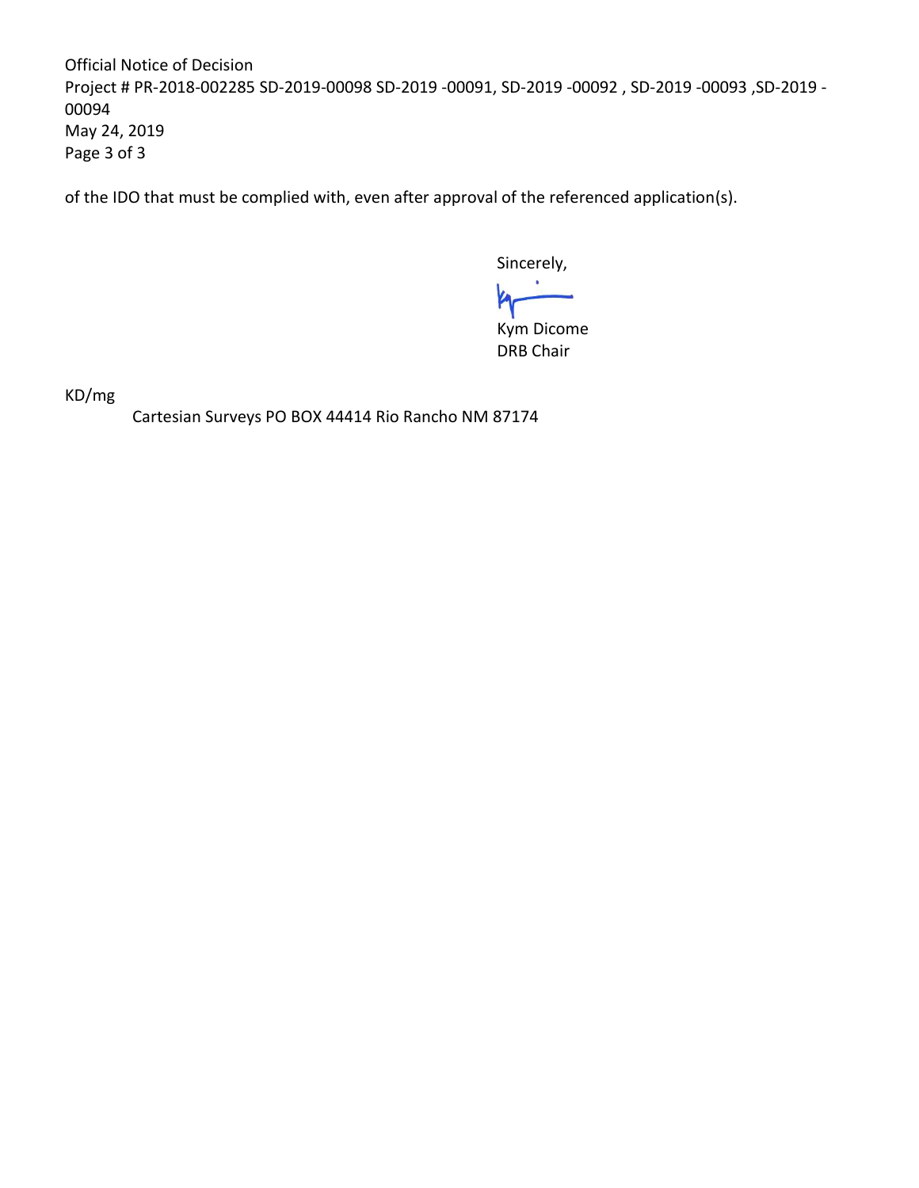of the IDO that must be complied with, even after approval of the referenced application(s).

Sincerely,

Kym Dicome
DRB Chair

KD/mg

Cartesian Surveys PO BOX 44414 Rio Rancho NM 87174